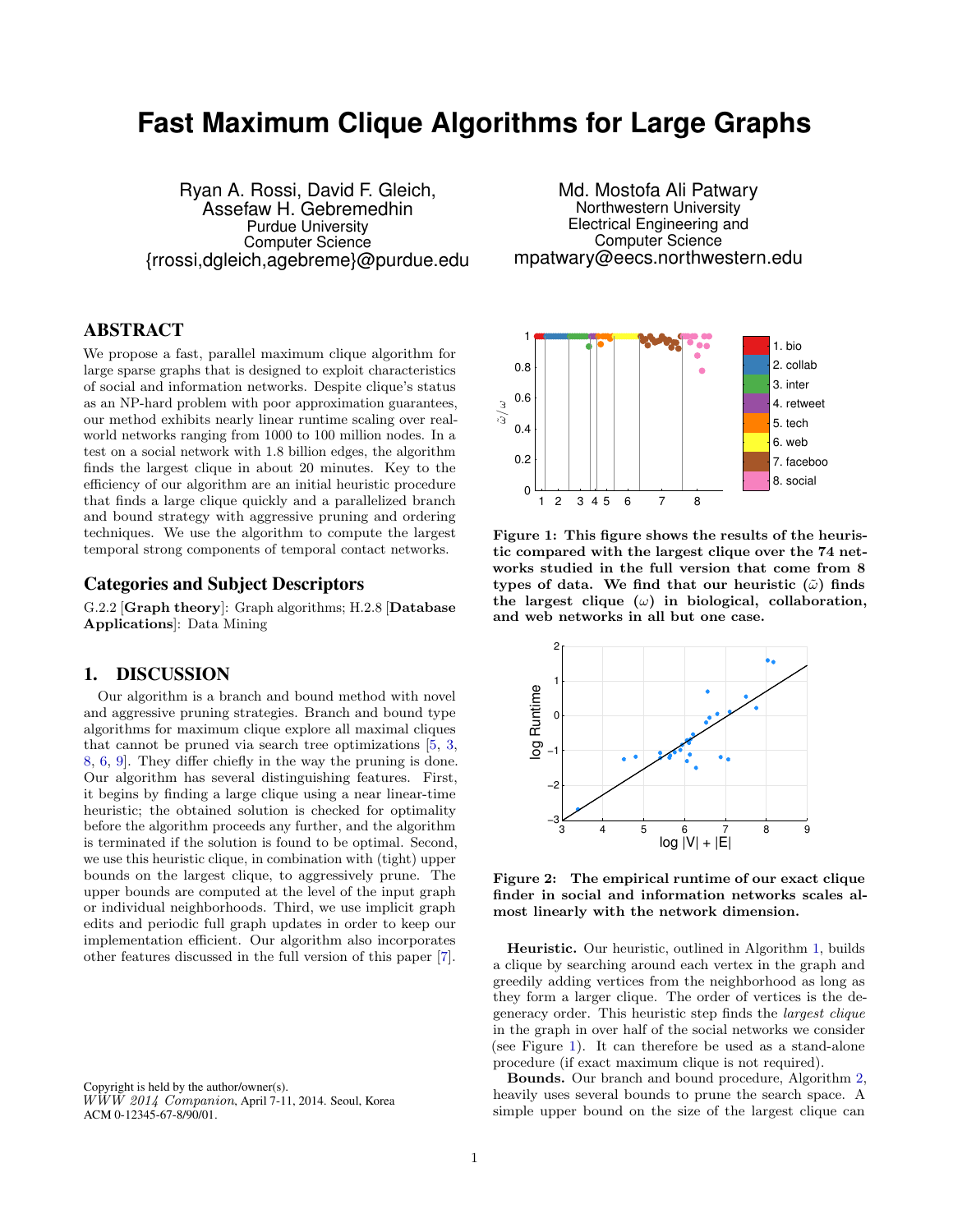# Fast Maximum Clique Algorithms for Large Graphs

Ryan A. Rossi, David F. Gleich, Assefaw H. Gebremedhin
Purdue University
Computer Science
{rrossi,dgleich,agebreme}@purdue.edu

Md. Mostofa Ali Patwary
Northwestern University
Electrical Engineering and Computer Science
mpatwary@eecs.northwestern.edu

## ABSTRACT

We propose a fast, parallel maximum clique algorithm for large sparse graphs that is designed to exploit characteristics of social and information networks. Despite clique's status as an NP-hard problem with poor approximation guarantees, our method exhibits nearly linear runtime scaling over real-world networks ranging from 1000 to 100 million nodes. In a test on a social network with 1.8 billion edges, the algorithm finds the largest clique in about 20 minutes. Key to the efficiency of our algorithm are an initial heuristic procedure that finds a large clique quickly and a parallelized branch and bound strategy with aggressive pruning and ordering techniques. We use the algorithm to compute the largest temporal strong components of temporal contact networks.

## Categories and Subject Descriptors

G.2.2 [**Graph theory**]: Graph algorithms; H.2.8 [**Database Applications**]: Data Mining

## 1. DISCUSSION

Our algorithm is a branch and bound method with novel and aggressive pruning strategies. Branch and bound type algorithms for maximum clique explore all maximal cliques that cannot be pruned via search tree optimizations [5, 3, 8, 6, 9]. They differ chiefly in the way the pruning is done. Our algorithm has several distinguishing features. First, it begins by finding a large clique using a near linear-time heuristic; the obtained solution is checked for optimality before the algorithm proceeds any further, and the algorithm is terminated if the solution is found to be optimal. Second, we use this heuristic clique, in combination with (tight) upper bounds on the largest clique, to aggressively prune. The upper bounds are computed at the level of the input graph or individual neighborhoods. Third, we use implicit graph edits and periodic full graph updates in order to keep our implementation efficient. Our algorithm also incorporates other features discussed in the full version of this paper [7].

Copyright is held by the author/owner(s).
*WWW 2014 Companion*, April 7-11, 2014. Seoul, Korea
ACM 0-12345-67-8/90/01.

**Figure 1: This figure shows the results of the heuristic compared with the largest clique over the 74 networks studied in the full version that come from 8 types of data. We find that our heuristic ($\tilde{\omega}$) finds the largest clique ($\omega$) in biological, collaboration, and web networks in all but one case.**

**Figure 2: The empirical runtime of our exact clique finder in social and information networks scales almost linearly with the network dimension.**

**Heuristic.** Our heuristic, outlined in Algorithm 1, builds a clique by searching around each vertex in the graph and greedily adding vertices from the neighborhood as long as they form a larger clique. The order of vertices is the degeneracy order. This heuristic step finds the *largest clique* in the graph in over half of the social networks we consider (see Figure 1). It can therefore be used as a stand-alone procedure (if exact maximum clique is not required).

**Bounds.** Our branch and bound procedure, Algorithm 2, heavily uses several bounds to prune the search space. A simple upper bound on the size of the largest clique can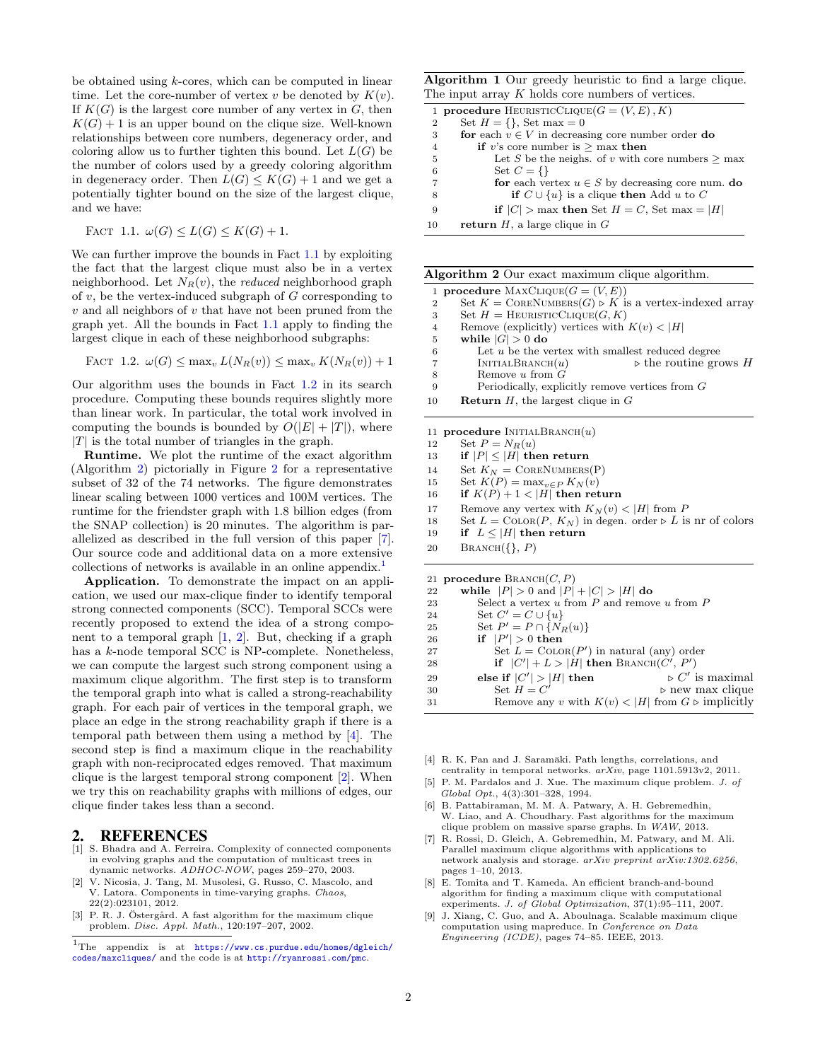be obtained using $k$-cores, which can be computed in linear time. Let the core-number of vertex $v$ be denoted by $K(v)$. If $K(G)$ is the largest core number of any vertex in $G$, then $K(G)+1$ is an upper bound on the clique size. Well-known relationships between core numbers, degeneracy order, and coloring allow us to further tighten this bound. Let $L(G)$ be the number of colors used by a greedy coloring algorithm in degeneracy order. Then $L(G) \le K(G)+1$ and we get a potentially tighter bound on the size of the largest clique, and we have:

FACT 1.1. $\omega(G) \le L(G) \le K(G)+1$.

We can further improve the bounds in Fact 1.1 by exploiting the fact that the largest clique must also be in a vertex neighborhood. Let $N_R(v)$, the *reduced* neighborhood graph of $v$, be the vertex-induced subgraph of $G$ corresponding to $v$ and all neighbors of $v$ that have not been pruned from the graph yet. All the bounds in Fact 1.1 apply to finding the largest clique in each of these neighborhood subgraphs:

FACT 1.2. $\omega(G) \le \max_v L(N_R(v)) \le \max_v K(N_R(v))+1$

Our algorithm uses the bounds in Fact 1.2 in its search procedure. Computing these bounds requires slightly more than linear work. In particular, the total work involved in computing the bounds is bounded by $O(|E|+|T|)$, where $|T|$ is the total number of triangles in the graph.

**Runtime.** We plot the runtime of the exact algorithm (Algorithm 2) pictorially in Figure 2 for a representative subset of 32 of the 74 networks. The figure demonstrates linear scaling between 1000 vertices and 100M vertices. The runtime for the friendster graph with 1.8 billion edges (from the SNAP collection) is 20 minutes. The algorithm is parallelized as described in the full version of this paper [7]. Our source code and additional data on a more extensive collections of networks is available in an online appendix.[1]

**Application.** To demonstrate the impact on an application, we used our max-clique finder to identify temporal strong connected components (SCC). Temporal SCCs were recently proposed to extend the idea of a strong component to a temporal graph [1, 2]. But, checking if a graph has a $k$-node temporal SCC is NP-complete. Nonetheless, we can compute the largest such strong component using a maximum clique algorithm. The first step is to transform the temporal graph into what is called a strong-reachability graph. For each pair of vertices in the temporal graph, we place an edge in the strong reachability graph if there is a temporal path between them using a method by [4]. The second step is find a maximum clique in the reachability graph with non-reciprocated edges removed. That maximum clique is the largest temporal strong component [2]. When we try this on reachability graphs with millions of edges, our clique finder takes less than a second.

**Algorithm 1** Our greedy heuristic to find a large clique. The input array $K$ holds core numbers of vertices.

```
1  procedure HeuristicClique(G = (V, E), K)
2      Set H = {}, Set max = 0
3      for each v ∈ V in decreasing core number order do
4          if v's core number is ≥ max then
5              Let S be the neighs. of v with core numbers ≥ max
6              Set C = {}
7              for each vertex u ∈ S by decreasing core num. do
8                  if C ∪ {u} is a clique then Add u to C
9              if |C| > max then Set H = C, Set max = |H|
10     return H, a large clique in G
```

**Algorithm 2** Our exact maximum clique algorithm.

```
1  procedure MaxClique(G = (V, E))
2      Set K = CoreNumbers(G) ▷ K is a vertex-indexed array
3      Set H = HeuristicClique(G, K)
4      Remove (explicitly) vertices with K(v) < |H|
5      while |G| > 0 do
6          Let u be the vertex with smallest reduced degree
7          InitialBranch(u)                 ▷ the routine grows H
8          Remove u from G
9          Periodically, explicitly remove vertices from G
10     Return H, the largest clique in G

11 procedure InitialBranch(u)
12     Set P = N_R(u)
13     if |P| ≤ |H| then return
14     Set K_N = CoreNumbers(P)
15     Set K(P) = max_{v∈P} K_N(v)
16     if K(P) + 1 < |H| then return
17     Remove any vertex with K_N(v) < |H| from P
18     Set L = Color(P, K_N) in degen. order ▷ L is nr of colors
19     if L ≤ |H| then return
20     Branch({}, P)

21 procedure Branch(C, P)
22     while |P| > 0 and |P| + |C| > |H| do
23         Select a vertex u from P and remove u from P
24         Set C' = C ∪ {u}
25         Set P' = P ∩ {N_R(u)}
26         if |P'| > 0 then
27             Set L = Color(P') in natural (any) order
28             if |C'| + L > |H| then Branch(C', P')
29         else if |C'| > |H| then          ▷ C' is maximal
30             Set H = C'                    ▷ new max clique
31             Remove any v with K(v) < |H| from G ▷ implicitly
```

## 2. REFERENCES

[1] S. Bhadra and A. Ferreira. Complexity of connected components in evolving graphs and the computation of multicast trees in dynamic networks. *ADHOC-NOW*, pages 259–270, 2003.

[2] V. Nicosia, J. Tang, M. Musolesi, G. Russo, C. Mascolo, and V. Latora. Components in time-varying graphs. *Chaos*, 22(2):023101, 2012.

[3] P. R. J. Östergård. A fast algorithm for the maximum clique problem. *Disc. Appl. Math.*, 120:197–207, 2002.

[4] R. K. Pan and J. Saramäki. Path lengths, correlations, and centrality in temporal networks. *arXiv*, page 1101.5913v2, 2011.

[5] P. M. Pardalos and J. Xue. The maximum clique problem. *J. of Global Opt.*, 4(3):301–328, 1994.

[6] B. Pattabiraman, M. M. A. Patwary, A. H. Gebremedhin, W. Liao, and A. Choudhary. Fast algorithms for the maximum clique problem on massive sparse graphs. In *WAW*, 2013.

[7] R. Rossi, D. Gleich, A. Gebremedhin, M. Patwary, and M. Ali. Parallel maximum clique algorithms with applications to network analysis and storage. *arXiv preprint arXiv:1302.6256*, pages 1–10, 2013.

[8] E. Tomita and T. Kameda. An efficient branch-and-bound algorithm for finding a maximum clique with computational experiments. *J. of Global Optimization*, 37(1):95–111, 2007.

[9] J. Xiang, C. Guo, and A. Aboulnaga. Scalable maximum clique computation using mapreduce. In *Conference on Data Engineering (ICDE)*, pages 74–85. IEEE, 2013.

[1] The appendix is at https://www.cs.purdue.edu/homes/dgleich/codes/maxcliques/ and the code is at http://ryanrossi.com/pmc.